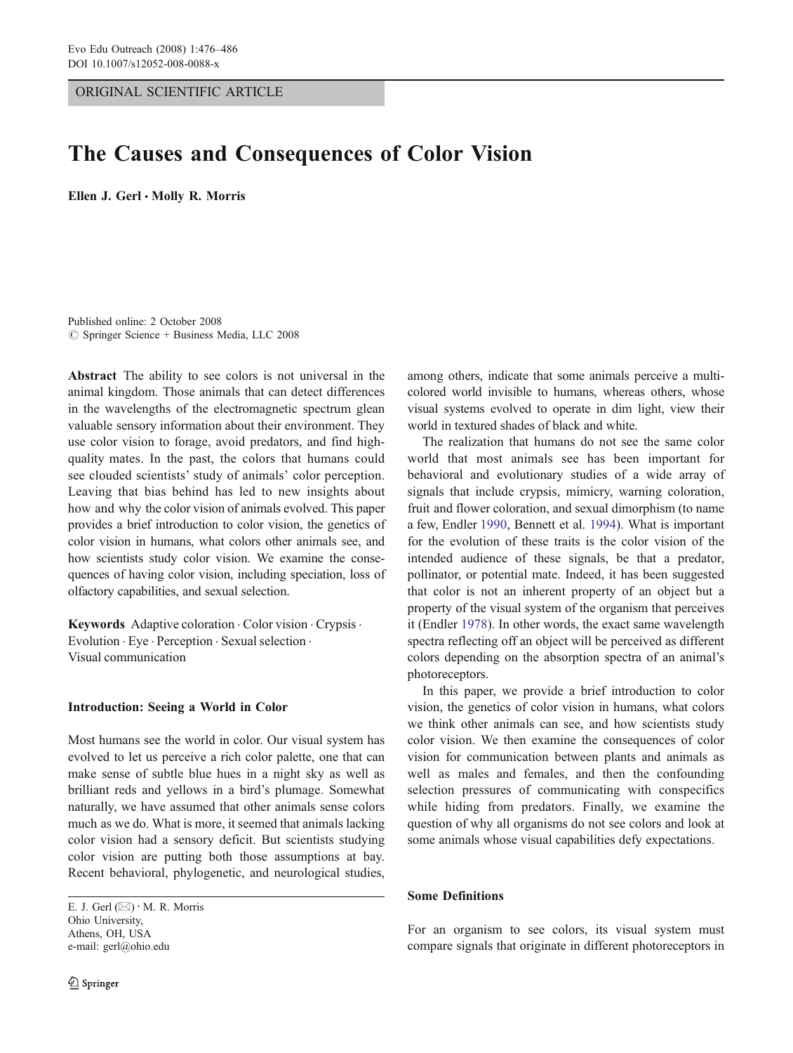ORIGINAL SCIENTIFIC ARTICLE

# The Causes and Consequences of Color Vision

**Ellen J. Gerl · Molly R. Morris**

Published online: 2 October 2008
© Springer Science + Business Media, LLC 2008

**Abstract** The ability to see colors is not universal in the animal kingdom. Those animals that can detect differences in the wavelengths of the electromagnetic spectrum glean valuable sensory information about their environment. They use color vision to forage, avoid predators, and find high-quality mates. In the past, the colors that humans could see clouded scientists' study of animals' color perception. Leaving that bias behind has led to new insights about how and why the color vision of animals evolved. This paper provides a brief introduction to color vision, the genetics of color vision in humans, what colors other animals see, and how scientists study color vision. We examine the consequences of having color vision, including speciation, loss of olfactory capabilities, and sexual selection.

**Keywords** Adaptive coloration · Color vision · Crypsis · Evolution · Eye · Perception · Sexual selection · Visual communication

E. J. Gerl (✉) · M. R. Morris
Ohio University,
Athens, OH, USA
e-mail: gerl@ohio.edu

## Introduction: Seeing a World in Color

Most humans see the world in color. Our visual system has evolved to let us perceive a rich color palette, one that can make sense of subtle blue hues in a night sky as well as brilliant reds and yellows in a bird's plumage. Somewhat naturally, we have assumed that other animals sense colors much as we do. What is more, it seemed that animals lacking color vision had a sensory deficit. But scientists studying color vision are putting both those assumptions at bay. Recent behavioral, phylogenetic, and neurological studies, among others, indicate that some animals perceive a multi-colored world invisible to humans, whereas others, whose visual systems evolved to operate in dim light, view their world in textured shades of black and white.

The realization that humans do not see the same color world that most animals see has been important for behavioral and evolutionary studies of a wide array of signals that include crypsis, mimicry, warning coloration, fruit and flower coloration, and sexual dimorphism (to name a few, Endler 1990, Bennett et al. 1994). What is important for the evolution of these traits is the color vision of the intended audience of these signals, be that a predator, pollinator, or potential mate. Indeed, it has been suggested that color is not an inherent property of an object but a property of the visual system of the organism that perceives it (Endler 1978). In other words, the exact same wavelength spectra reflecting off an object will be perceived as different colors depending on the absorption spectra of an animal's photoreceptors.

In this paper, we provide a brief introduction to color vision, the genetics of color vision in humans, what colors we think other animals can see, and how scientists study color vision. We then examine the consequences of color vision for communication between plants and animals as well as males and females, and then the confounding selection pressures of communicating with conspecifics while hiding from predators. Finally, we examine the question of why all organisms do not see colors and look at some animals whose visual capabilities defy expectations.

## Some Definitions

For an organism to see colors, its visual system must compare signals that originate in different photoreceptors in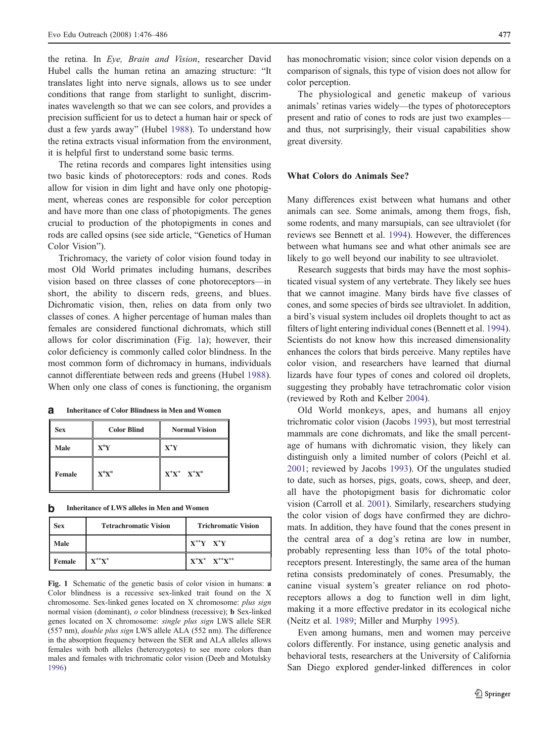the retina. In *Eye, Brain and Vision*, researcher David Hubel calls the human retina an amazing structure: "It translates light into nerve signals, allows us to see under conditions that range from starlight to sunlight, discriminates wavelength so that we can see colors, and provides a precision sufficient for us to detect a human hair or speck of dust a few yards away" (Hubel 1988). To understand how the retina extracts visual information from the environment, it is helpful first to understand some basic terms.

The retina records and compares light intensities using two basic kinds of photoreceptors: rods and cones. Rods allow for vision in dim light and have only one photopigment, whereas cones are responsible for color perception and have more than one class of photopigments. The genes crucial to production of the photopigments in cones and rods are called opsins (see side article, "Genetics of Human Color Vision").

Trichromacy, the variety of color vision found today in most Old World primates including humans, describes vision based on three classes of cone photoreceptors—in short, the ability to discern reds, greens, and blues. Dichromatic vision, then, relies on data from only two classes of cones. A higher percentage of human males than females are considered functional dichromats, which still allows for color discrimination (Fig. 1a); however, their color deficiency is commonly called color blindness. In the most common form of dichromacy in humans, individuals cannot differentiate between reds and greens (Hubel 1988). When only one class of cones is functioning, the organism has monochromatic vision; since color vision depends on a comparison of signals, this type of vision does not allow for color perception.

The physiological and genetic makeup of various animals' retinas varies widely—the types of photoreceptors present and ratio of cones to rods are just two examples—and thus, not surprisingly, their visual capabilities show great diversity.

**a** Inheritance of Color Blindness in Men and Women

| Sex | Color Blind | Normal Vision |
|---|---|---|
| Male | $X^oY$ | $X^+Y$ |
| Female | $X^oX^o$ | $X^+X^+$   $X^+X^o$ |

**b** Inheritance of LWS alleles in Men and Women

| Sex | Tetrachromatic Vision | Trichromatic Vision |
|---|---|---|
| Male | | $X^{++}Y$   $X^+Y$ |
| Female | $X^{++}X^+$ | $X^+X^+$   $X^{++}X^{++}$ |

**Fig. 1** Schematic of the genetic basis of color vision in humans: **a** Color blindness is a recessive sex-linked trait found on the X chromosome. Sex-linked genes located on X chromosome: *plus sign* normal vision (dominant), *o* color blindness (recessive); **b** Sex-linked genes located on X chromosome: *single plus sign* LWS allele SER (557 nm), *double plus sign* LWS allele ALA (552 nm). The difference in the absorption frequency between the SER and ALA alleles allows females with both alleles (heterozygotes) to see more colors than males and females with trichromatic color vision (Deeb and Motulsky 1996)

## What Colors do Animals See?

Many differences exist between what humans and other animals can see. Some animals, among them frogs, fish, some rodents, and many marsupials, can see ultraviolet (for reviews see Bennett et al. 1994). However, the differences between what humans see and what other animals see are likely to go well beyond our inability to see ultraviolet.

Research suggests that birds may have the most sophisticated visual system of any vertebrate. They likely see hues that we cannot imagine. Many birds have five classes of cones, and some species of birds see ultraviolet. In addition, a bird's visual system includes oil droplets thought to act as filters of light entering individual cones (Bennett et al. 1994). Scientists do not know how this increased dimensionality enhances the colors that birds perceive. Many reptiles have color vision, and researchers have learned that diurnal lizards have four types of cones and colored oil droplets, suggesting they probably have tetrachromatic color vision (reviewed by Roth and Kelber 2004).

Old World monkeys, apes, and humans all enjoy trichromatic color vision (Jacobs 1993), but most terrestrial mammals are cone dichromats, and like the small percentage of humans with dichromatic vision, they likely can distinguish only a limited number of colors (Peichl et al. 2001; reviewed by Jacobs 1993). Of the ungulates studied to date, such as horses, pigs, goats, cows, sheep, and deer, all have the photopigment basis for dichromatic color vision (Carroll et al. 2001). Similarly, researchers studying the color vision of dogs have confirmed that they are dichromats. In addition, they have found that the cones present in the central area of a dog's retina are low in number, probably representing less than 10% of the total photoreceptors present. Interestingly, the same area of the human retina consists predominately of cones. Presumably, the canine visual system's greater reliance on rod photoreceptors allows a dog to function well in dim light, making it a more effective predator in its ecological niche (Neitz et al. 1989; Miller and Murphy 1995).

Even among humans, men and women may perceive colors differently. For instance, using genetic analysis and behavioral tests, researchers at the University of California San Diego explored gender-linked differences in color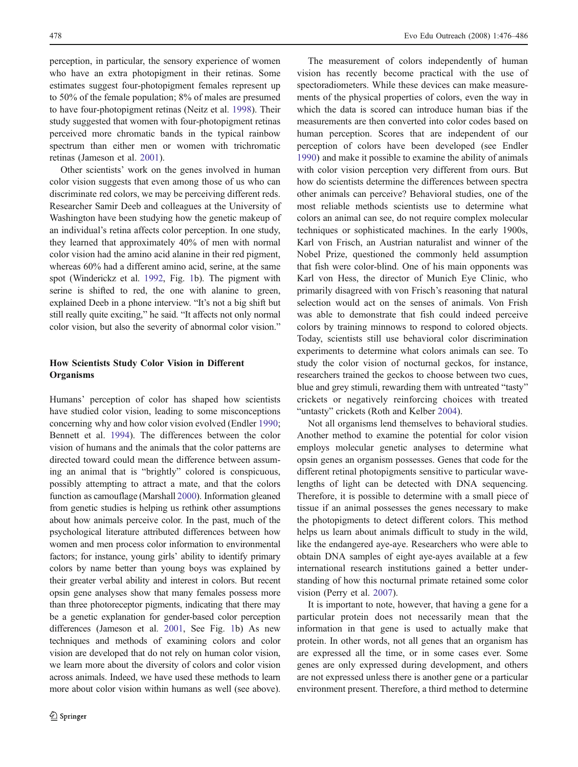perception, in particular, the sensory experience of women who have an extra photopigment in their retinas. Some estimates suggest four-photopigment females represent up to 50% of the female population; 8% of males are presumed to have four-photopigment retinas (Neitz et al. 1998). Their study suggested that women with four-photopigment retinas perceived more chromatic bands in the typical rainbow spectrum than either men or women with trichromatic retinas (Jameson et al. 2001).

Other scientists' work on the genes involved in human color vision suggests that even among those of us who can discriminate red colors, we may be perceiving different reds. Researcher Samir Deeb and colleagues at the University of Washington have been studying how the genetic makeup of an individual's retina affects color perception. In one study, they learned that approximately 40% of men with normal color vision had the amino acid alanine in their red pigment, whereas 60% had a different amino acid, serine, at the same spot (Winderickz et al. 1992, Fig. 1b). The pigment with serine is shifted to red, the one with alanine to green, explained Deeb in a phone interview. "It's not a big shift but still really quite exciting," he said. "It affects not only normal color vision, but also the severity of abnormal color vision."

## How Scientists Study Color Vision in Different Organisms

Humans' perception of color has shaped how scientists have studied color vision, leading to some misconceptions concerning why and how color vision evolved (Endler 1990; Bennett et al. 1994). The differences between the color vision of humans and the animals that the color patterns are directed toward could mean the difference between assuming an animal that is "brightly" colored is conspicuous, possibly attempting to attract a mate, and that the colors function as camouflage (Marshall 2000). Information gleaned from genetic studies is helping us rethink other assumptions about how animals perceive color. In the past, much of the psychological literature attributed differences between how women and men process color information to environmental factors; for instance, young girls' ability to identify primary colors by name better than young boys was explained by their greater verbal ability and interest in colors. But recent opsin gene analyses show that many females possess more than three photoreceptor pigments, indicating that there may be a genetic explanation for gender-based color perception differences (Jameson et al. 2001, See Fig. 1b) As new techniques and methods of examining colors and color vision are developed that do not rely on human color vision, we learn more about the diversity of colors and color vision across animals. Indeed, we have used these methods to learn more about color vision within humans as well (see above).

The measurement of colors independently of human vision has recently become practical with the use of spectoradiometers. While these devices can make measurements of the physical properties of colors, even the way in which the data is scored can introduce human bias if the measurements are then converted into color codes based on human perception. Scores that are independent of our perception of colors have been developed (see Endler 1990) and make it possible to examine the ability of animals with color vision perception very different from ours. But how do scientists determine the differences between spectra other animals can perceive? Behavioral studies, one of the most reliable methods scientists use to determine what colors an animal can see, do not require complex molecular techniques or sophisticated machines. In the early 1900s, Karl von Frisch, an Austrian naturalist and winner of the Nobel Prize, questioned the commonly held assumption that fish were color-blind. One of his main opponents was Karl von Hess, the director of Munich Eye Clinic, who primarily disagreed with von Frisch's reasoning that natural selection would act on the senses of animals. Von Frish was able to demonstrate that fish could indeed perceive colors by training minnows to respond to colored objects. Today, scientists still use behavioral color discrimination experiments to determine what colors animals can see. To study the color vision of nocturnal geckos, for instance, researchers trained the geckos to choose between two cues, blue and grey stimuli, rewarding them with untreated "tasty" crickets or negatively reinforcing choices with treated "untasty" crickets (Roth and Kelber 2004).

Not all organisms lend themselves to behavioral studies. Another method to examine the potential for color vision employs molecular genetic analyses to determine what opsin genes an organism possesses. Genes that code for the different retinal photopigments sensitive to particular wavelengths of light can be detected with DNA sequencing. Therefore, it is possible to determine with a small piece of tissue if an animal possesses the genes necessary to make the photopigments to detect different colors. This method helps us learn about animals difficult to study in the wild, like the endangered aye-aye. Researchers who were able to obtain DNA samples of eight aye-ayes available at a few international research institutions gained a better understanding of how this nocturnal primate retained some color vision (Perry et al. 2007).

It is important to note, however, that having a gene for a particular protein does not necessarily mean that the information in that gene is used to actually make that protein. In other words, not all genes that an organism has are expressed all the time, or in some cases ever. Some genes are only expressed during development, and others are not expressed unless there is another gene or a particular environment present. Therefore, a third method to determine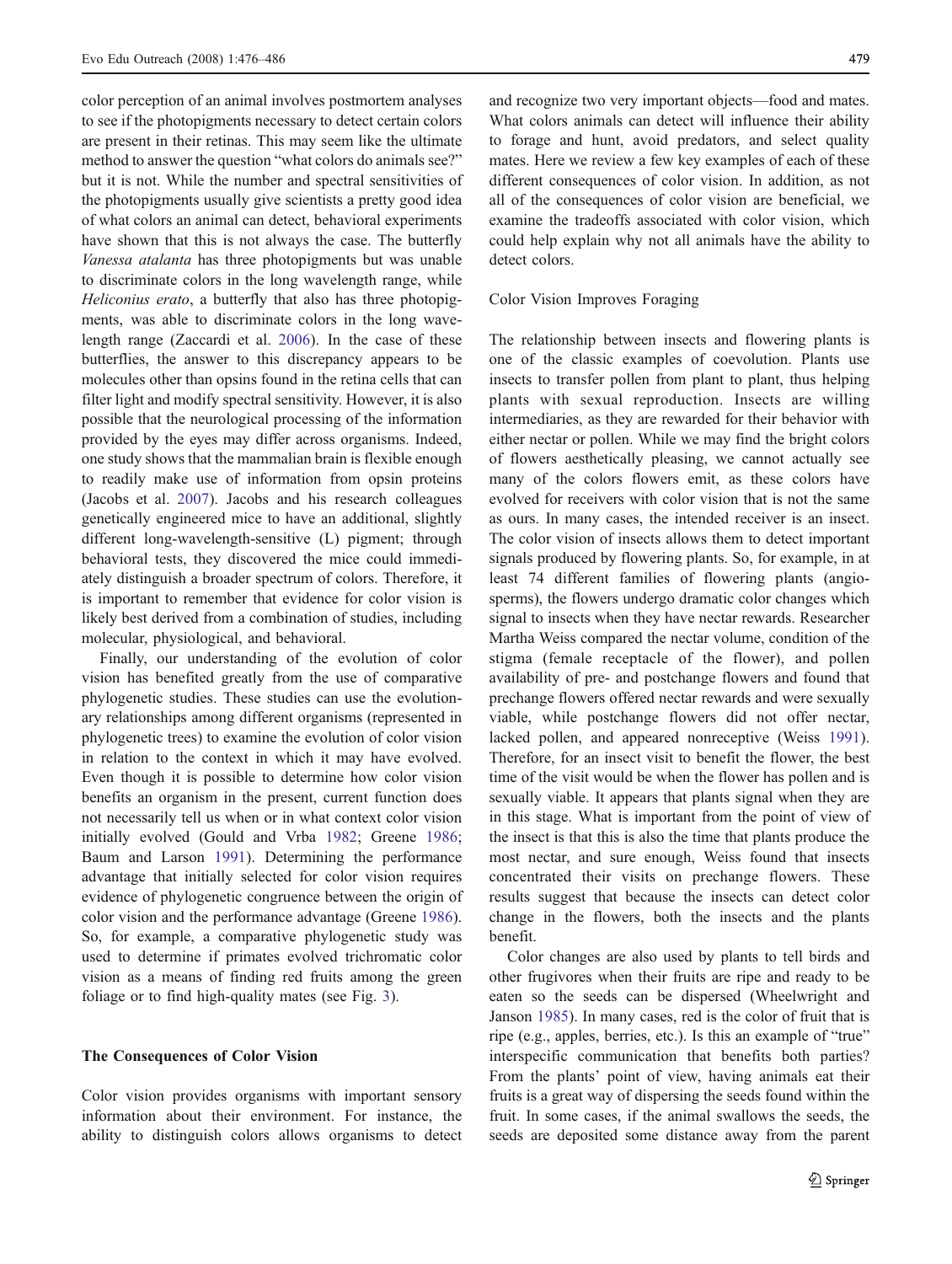color perception of an animal involves postmortem analyses to see if the photopigments necessary to detect certain colors are present in their retinas. This may seem like the ultimate method to answer the question "what colors do animals see?" but it is not. While the number and spectral sensitivities of the photopigments usually give scientists a pretty good idea of what colors an animal can detect, behavioral experiments have shown that this is not always the case. The butterfly *Vanessa atalanta* has three photopigments but was unable to discriminate colors in the long wavelength range, while *Heliconius erato*, a butterfly that also has three photopigments, was able to discriminate colors in the long wavelength range (Zaccardi et al. 2006). In the case of these butterflies, the answer to this discrepancy appears to be molecules other than opsins found in the retina cells that can filter light and modify spectral sensitivity. However, it is also possible that the neurological processing of the information provided by the eyes may differ across organisms. Indeed, one study shows that the mammalian brain is flexible enough to readily make use of information from opsin proteins (Jacobs et al. 2007). Jacobs and his research colleagues genetically engineered mice to have an additional, slightly different long-wavelength-sensitive (L) pigment; through behavioral tests, they discovered the mice could immediately distinguish a broader spectrum of colors. Therefore, it is important to remember that evidence for color vision is likely best derived from a combination of studies, including molecular, physiological, and behavioral.

Finally, our understanding of the evolution of color vision has benefited greatly from the use of comparative phylogenetic studies. These studies can use the evolutionary relationships among different organisms (represented in phylogenetic trees) to examine the evolution of color vision in relation to the context in which it may have evolved. Even though it is possible to determine how color vision benefits an organism in the present, current function does not necessarily tell us when or in what context color vision initially evolved (Gould and Vrba 1982; Greene 1986; Baum and Larson 1991). Determining the performance advantage that initially selected for color vision requires evidence of phylogenetic congruence between the origin of color vision and the performance advantage (Greene 1986). So, for example, a comparative phylogenetic study was used to determine if primates evolved trichromatic color vision as a means of finding red fruits among the green foliage or to find high-quality mates (see Fig. 3).

## The Consequences of Color Vision

Color vision provides organisms with important sensory information about their environment. For instance, the ability to distinguish colors allows organisms to detect and recognize two very important objects—food and mates. What colors animals can detect will influence their ability to forage and hunt, avoid predators, and select quality mates. Here we review a few key examples of each of these different consequences of color vision. In addition, as not all of the consequences of color vision are beneficial, we examine the tradeoffs associated with color vision, which could help explain why not all animals have the ability to detect colors.

### Color Vision Improves Foraging

The relationship between insects and flowering plants is one of the classic examples of coevolution. Plants use insects to transfer pollen from plant to plant, thus helping plants with sexual reproduction. Insects are willing intermediaries, as they are rewarded for their behavior with either nectar or pollen. While we may find the bright colors of flowers aesthetically pleasing, we cannot actually see many of the colors flowers emit, as these colors have evolved for receivers with color vision that is not the same as ours. In many cases, the intended receiver is an insect. The color vision of insects allows them to detect important signals produced by flowering plants. So, for example, in at least 74 different families of flowering plants (angiosperms), the flowers undergo dramatic color changes which signal to insects when they have nectar rewards. Researcher Martha Weiss compared the nectar volume, condition of the stigma (female receptacle of the flower), and pollen availability of pre- and postchange flowers and found that prechange flowers offered nectar rewards and were sexually viable, while postchange flowers did not offer nectar, lacked pollen, and appeared nonreceptive (Weiss 1991). Therefore, for an insect visit to benefit the flower, the best time of the visit would be when the flower has pollen and is sexually viable. It appears that plants signal when they are in this stage. What is important from the point of view of the insect is that this is also the time that plants produce the most nectar, and sure enough, Weiss found that insects concentrated their visits on prechange flowers. These results suggest that because the insects can detect color change in the flowers, both the insects and the plants benefit.

Color changes are also used by plants to tell birds and other frugivores when their fruits are ripe and ready to be eaten so the seeds can be dispersed (Wheelwright and Janson 1985). In many cases, red is the color of fruit that is ripe (e.g., apples, berries, etc.). Is this an example of "true" interspecific communication that benefits both parties? From the plants' point of view, having animals eat their fruits is a great way of dispersing the seeds found within the fruit. In some cases, if the animal swallows the seeds, the seeds are deposited some distance away from the parent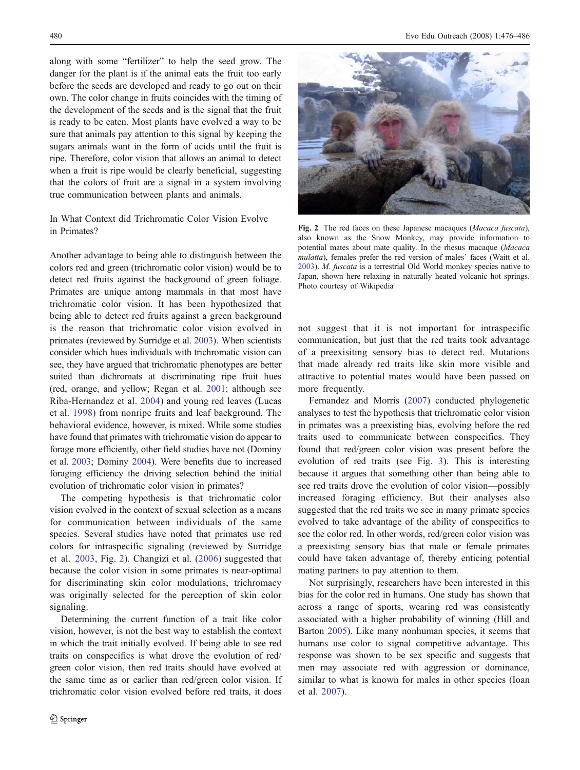along with some "fertilizer" to help the seed grow. The danger for the plant is if the animal eats the fruit too early before the seeds are developed and ready to go out on their own. The color change in fruits coincides with the timing of the development of the seeds and is the signal that the fruit is ready to be eaten. Most plants have evolved a way to be sure that animals pay attention to this signal by keeping the sugars animals want in the form of acids until the fruit is ripe. Therefore, color vision that allows an animal to detect when a fruit is ripe would be clearly beneficial, suggesting that the colors of fruit are a signal in a system involving true communication between plants and animals.

## In What Context did Trichromatic Color Vision Evolve in Primates?

Another advantage to being able to distinguish between the colors red and green (trichromatic color vision) would be to detect red fruits against the background of green foliage. Primates are unique among mammals in that most have trichromatic color vision. It has been hypothesized that being able to detect red fruits against a green background is the reason that trichromatic color vision evolved in primates (reviewed by Surridge et al. 2003). When scientists consider which hues individuals with trichromatic vision can see, they have argued that trichromatic phenotypes are better suited than dichromats at discriminating ripe fruit hues (red, orange, and yellow; Regan et al. 2001; although see Riba-Hernandez et al. 2004) and young red leaves (Lucas et al. 1998) from nonripe fruits and leaf background. The behavioral evidence, however, is mixed. While some studies have found that primates with trichromatic vision do appear to forage more efficiently, other field studies have not (Dominy et al. 2003; Dominy 2004). Were benefits due to increased foraging efficiency the driving selection behind the initial evolution of trichromatic color vision in primates?

The competing hypothesis is that trichromatic color vision evolved in the context of sexual selection as a means for communication between individuals of the same species. Several studies have noted that primates use red colors for intraspecific signaling (reviewed by Surridge et al. 2003, Fig. 2). Changizi et al. (2006) suggested that because the color vision in some primates is near-optimal for discriminating skin color modulations, trichromacy was originally selected for the perception of skin color signaling.

Determining the current function of a trait like color vision, however, is not the best way to establish the context in which the trait initially evolved. If being able to see red traits on conspecifics is what drove the evolution of red/green color vision, then red traits should have evolved at the same time as or earlier than red/green color vision. If trichromatic color vision evolved before red traits, it does not suggest that it is not important for intraspecific communication, but just that the red traits took advantage of a preexisiting sensory bias to detect red. Mutations that made already red traits like skin more visible and attractive to potential mates would have been passed on more frequently.

Fernandez and Morris (2007) conducted phylogenetic analyses to test the hypothesis that trichromatic color vision in primates was a preexisting bias, evolving before the red traits used to communicate between conspecifics. They found that red/green color vision was present before the evolution of red traits (see Fig. 3). This is interesting because it argues that something other than being able to see red traits drove the evolution of color vision—possibly increased foraging efficiency. But their analyses also suggested that the red traits we see in many primate species evolved to take advantage of the ability of conspecifics to see the color red. In other words, red/green color vision was a preexisting sensory bias that male or female primates could have taken advantage of, thereby enticing potential mating partners to pay attention to them.

Not surprisingly, researchers have been interested in this bias for the color red in humans. One study has shown that across a range of sports, wearing red was consistently associated with a higher probability of winning (Hill and Barton 2005). Like many nonhuman species, it seems that humans use color to signal competitive advantage. This response was shown to be sex specific and suggests that men may associate red with aggression or dominance, similar to what is known for males in other species (Ioan et al. 2007).

**Fig. 2** The red faces on these Japanese macaques (*Macaca fuscata*), also known as the Snow Monkey, may provide information to potential mates about mate quality. In the rhesus macaque (*Macaca mulatta*), females prefer the red version of males' faces (Waitt et al. 2003). *M. fuscata* is a terrestrial Old World monkey species native to Japan, shown here relaxing in naturally heated volcanic hot springs. Photo courtesy of Wikipedia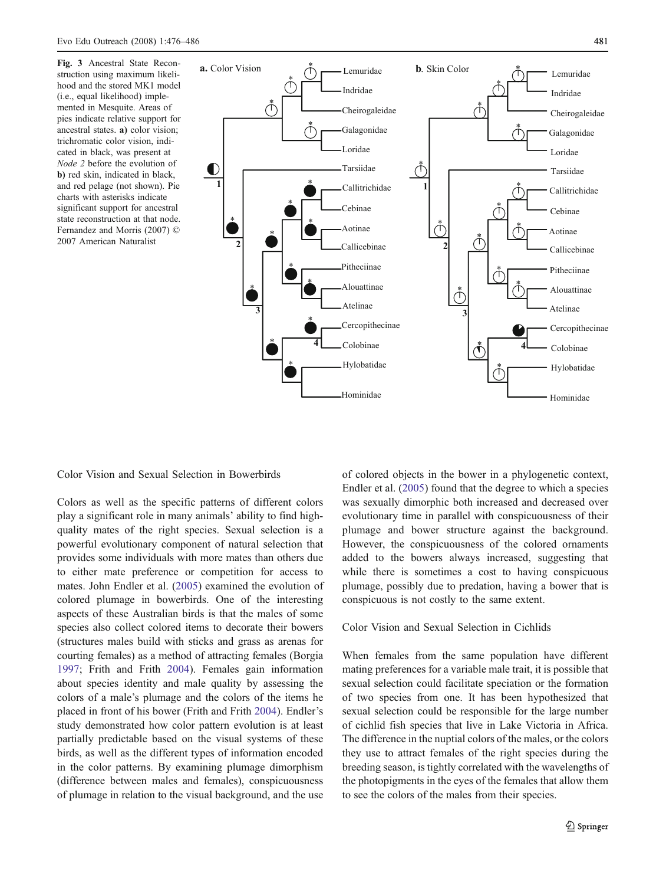**Fig. 3** Ancestral State Reconstruction using maximum likelihood and the stored MK1 model (i.e., equal likelihood) implemented in Mesquite. Areas of pies indicate relative support for ancestral states. **a)** color vision; trichromatic color vision, indicated in black, was present at *Node 2* before the evolution of **b)** red skin, indicated in black, and red pelage (not shown). Pie charts with asterisks indicate significant support for ancestral state reconstruction at that node. Fernandez and Morris (2007) © 2007 American Naturalist

**a.** Color Vision

Lemuridae
Indridae
Cheirogaleidae
Galagonidae
Loridae
Tarsiidae
Callitrichidae
Cebinae
Aotinae
Callicebinae
Pitheciinae
Alouattinae
Atelinae
Cercopithecinae
Colobinae
Hylobatidae
Hominidae

1
2
3
4

**b**. Skin Color

Lemuridae
Indridae
Cheirogaleidae
Galagonidae
Loridae
Tarsiidae
Callitrichidae
Cebinae
Aotinae
Callicebinae
Pitheciinae
Alouattinae
Atelinae
Cercopithecinae
Colobinae
Hylobatidae
Hominidae

1
2
3
4

## Color Vision and Sexual Selection in Bowerbirds

Colors as well as the specific patterns of different colors play a significant role in many animals' ability to find high-quality mates of the right species. Sexual selection is a powerful evolutionary component of natural selection that provides some individuals with more mates than others due to either mate preference or competition for access to mates. John Endler et al. (2005) examined the evolution of colored plumage in bowerbirds. One of the interesting aspects of these Australian birds is that the males of some species also collect colored items to decorate their bowers (structures males build with sticks and grass as arenas for courting females) as a method of attracting females (Borgia 1997; Frith and Frith 2004). Females gain information about species identity and male quality by assessing the colors of a male's plumage and the colors of the items he placed in front of his bower (Frith and Frith 2004). Endler's study demonstrated how color pattern evolution is at least partially predictable based on the visual systems of these birds, as well as the different types of information encoded in the color patterns. By examining plumage dimorphism (difference between males and females), conspicuousness of plumage in relation to the visual background, and the use of colored objects in the bower in a phylogenetic context, Endler et al. (2005) found that the degree to which a species was sexually dimorphic both increased and decreased over evolutionary time in parallel with conspicuousness of their plumage and bower structure against the background. However, the conspicuousness of the colored ornaments added to the bowers always increased, suggesting that while there is sometimes a cost to having conspicuous plumage, possibly due to predation, having a bower that is conspicuous is not costly to the same extent.

## Color Vision and Sexual Selection in Cichlids

When females from the same population have different mating preferences for a variable male trait, it is possible that sexual selection could facilitate speciation or the formation of two species from one. It has been hypothesized that sexual selection could be responsible for the large number of cichlid fish species that live in Lake Victoria in Africa. The difference in the nuptial colors of the males, or the colors they use to attract females of the right species during the breeding season, is tightly correlated with the wavelengths of the photopigments in the eyes of the females that allow them to see the colors of the males from their species.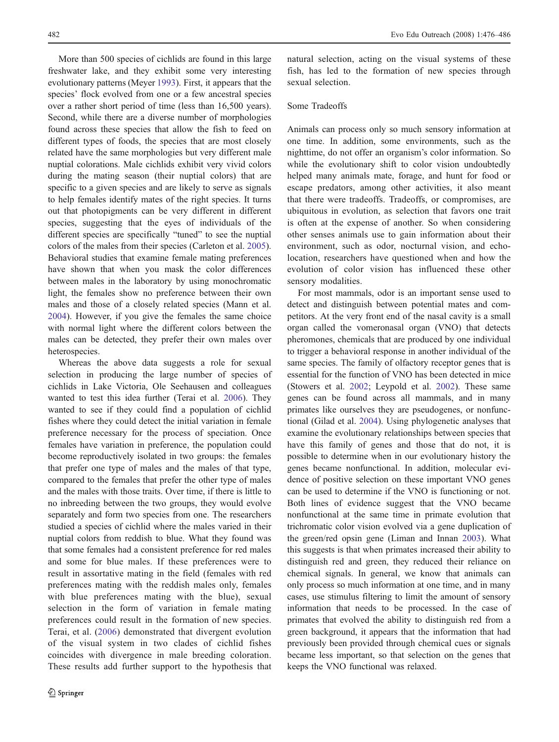More than 500 species of cichlids are found in this large freshwater lake, and they exhibit some very interesting evolutionary patterns (Meyer 1993). First, it appears that the species' flock evolved from one or a few ancestral species over a rather short period of time (less than 16,500 years). Second, while there are a diverse number of morphologies found across these species that allow the fish to feed on different types of foods, the species that are most closely related have the same morphologies but very different male nuptial colorations. Male cichlids exhibit very vivid colors during the mating season (their nuptial colors) that are specific to a given species and are likely to serve as signals to help females identify mates of the right species. It turns out that photopigments can be very different in different species, suggesting that the eyes of individuals of the different species are specifically "tuned" to see the nuptial colors of the males from their species (Carleton et al. 2005). Behavioral studies that examine female mating preferences have shown that when you mask the color differences between males in the laboratory by using monochromatic light, the females show no preference between their own males and those of a closely related species (Mann et al. 2004). However, if you give the females the same choice with normal light where the different colors between the males can be detected, they prefer their own males over heterospecies.

Whereas the above data suggests a role for sexual selection in producing the large number of species of cichlids in Lake Victoria, Ole Seehausen and colleagues wanted to test this idea further (Terai et al. 2006). They wanted to see if they could find a population of cichlid fishes where they could detect the initial variation in female preference necessary for the process of speciation. Once females have variation in preference, the population could become reproductively isolated in two groups: the females that prefer one type of males and the males of that type, compared to the females that prefer the other type of males and the males with those traits. Over time, if there is little to no inbreeding between the two groups, they would evolve separately and form two species from one. The researchers studied a species of cichlid where the males varied in their nuptial colors from reddish to blue. What they found was that some females had a consistent preference for red males and some for blue males. If these preferences were to result in assortative mating in the field (females with red preferences mating with the reddish males only, females with blue preferences mating with the blue), sexual selection in the form of variation in female mating preferences could result in the formation of new species. Terai, et al. (2006) demonstrated that divergent evolution of the visual system in two clades of cichlid fishes coincides with divergence in male breeding coloration. These results add further support to the hypothesis that natural selection, acting on the visual systems of these fish, has led to the formation of new species through sexual selection.

## Some Tradeoffs

Animals can process only so much sensory information at one time. In addition, some environments, such as the nighttime, do not offer an organism's color information. So while the evolutionary shift to color vision undoubtedly helped many animals mate, forage, and hunt for food or escape predators, among other activities, it also meant that there were tradeoffs. Tradeoffs, or compromises, are ubiquitous in evolution, as selection that favors one trait is often at the expense of another. So when considering other senses animals use to gain information about their environment, such as odor, nocturnal vision, and echolocation, researchers have questioned when and how the evolution of color vision has influenced these other sensory modalities.

For most mammals, odor is an important sense used to detect and distinguish between potential mates and competitors. At the very front end of the nasal cavity is a small organ called the vomeronasal organ (VNO) that detects pheromones, chemicals that are produced by one individual to trigger a behavioral response in another individual of the same species. The family of olfactory receptor genes that is essential for the function of VNO has been detected in mice (Stowers et al. 2002; Leypold et al. 2002). These same genes can be found across all mammals, and in many primates like ourselves they are pseudogenes, or nonfunctional (Gilad et al. 2004). Using phylogenetic analyses that examine the evolutionary relationships between species that have this family of genes and those that do not, it is possible to determine when in our evolutionary history the genes became nonfunctional. In addition, molecular evidence of positive selection on these important VNO genes can be used to determine if the VNO is functioning or not. Both lines of evidence suggest that the VNO became nonfunctional at the same time in primate evolution that trichromatic color vision evolved via a gene duplication of the green/red opsin gene (Liman and Innan 2003). What this suggests is that when primates increased their ability to distinguish red and green, they reduced their reliance on chemical signals. In general, we know that animals can only process so much information at one time, and in many cases, use stimulus filtering to limit the amount of sensory information that needs to be processed. In the case of primates that evolved the ability to distinguish red from a green background, it appears that the information that had previously been provided through chemical cues or signals became less important, so that selection on the genes that keeps the VNO functional was relaxed.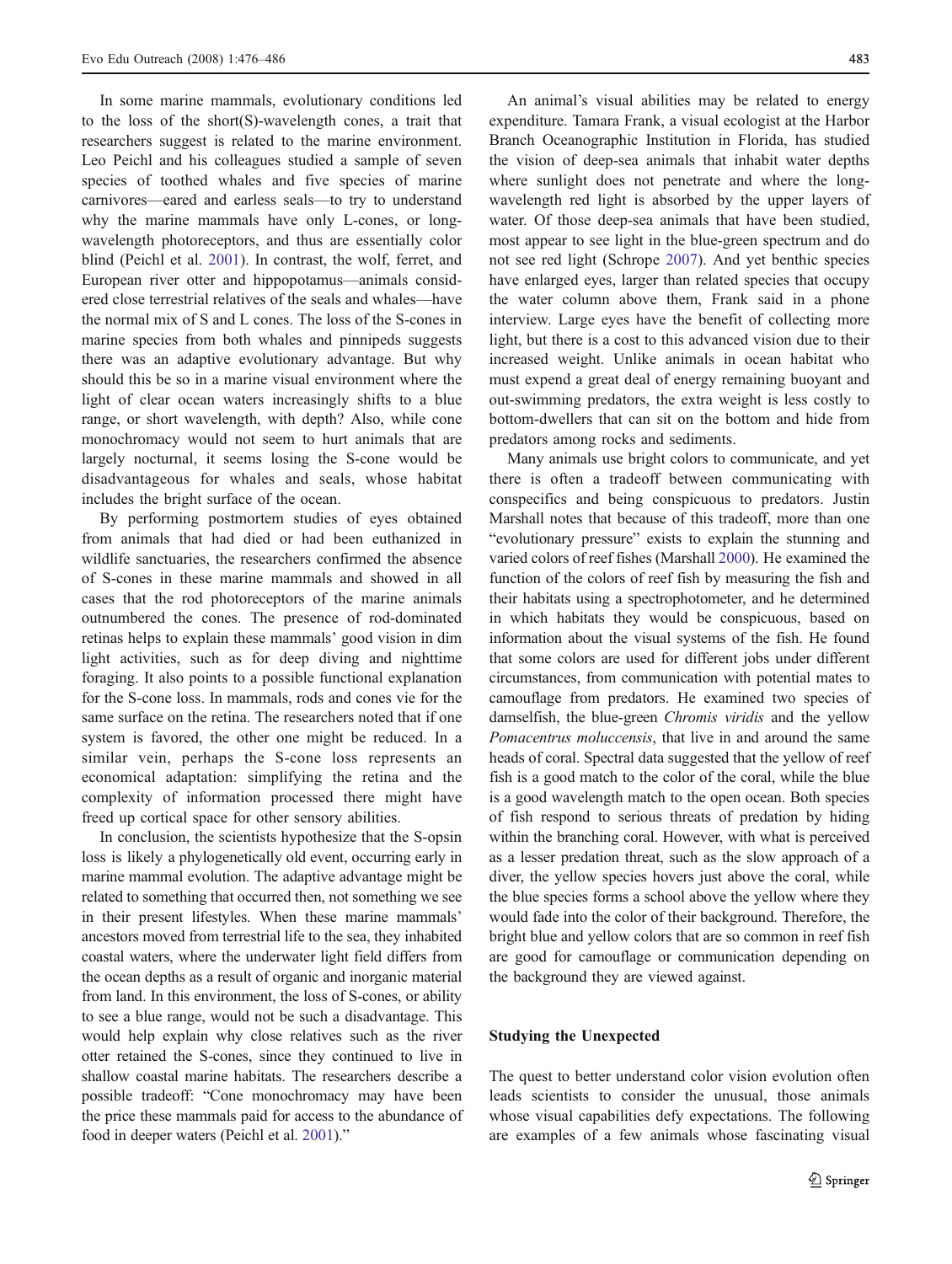In some marine mammals, evolutionary conditions led to the loss of the short(S)-wavelength cones, a trait that researchers suggest is related to the marine environment. Leo Peichl and his colleagues studied a sample of seven species of toothed whales and five species of marine carnivores—eared and earless seals—to try to understand why the marine mammals have only L-cones, or long-wavelength photoreceptors, and thus are essentially color blind (Peichl et al. 2001). In contrast, the wolf, ferret, and European river otter and hippopotamus—animals considered close terrestrial relatives of the seals and whales—have the normal mix of S and L cones. The loss of the S-cones in marine species from both whales and pinnipeds suggests there was an adaptive evolutionary advantage. But why should this be so in a marine visual environment where the light of clear ocean waters increasingly shifts to a blue range, or short wavelength, with depth? Also, while cone monochromacy would not seem to hurt animals that are largely nocturnal, it seems losing the S-cone would be disadvantageous for whales and seals, whose habitat includes the bright surface of the ocean.

By performing postmortem studies of eyes obtained from animals that had died or had been euthanized in wildlife sanctuaries, the researchers confirmed the absence of S-cones in these marine mammals and showed in all cases that the rod photoreceptors of the marine animals outnumbered the cones. The presence of rod-dominated retinas helps to explain these mammals' good vision in dim light activities, such as for deep diving and nighttime foraging. It also points to a possible functional explanation for the S-cone loss. In mammals, rods and cones vie for the same surface on the retina. The researchers noted that if one system is favored, the other one might be reduced. In a similar vein, perhaps the S-cone loss represents an economical adaptation: simplifying the retina and the complexity of information processed there might have freed up cortical space for other sensory abilities.

In conclusion, the scientists hypothesize that the S-opsin loss is likely a phylogenetically old event, occurring early in marine mammal evolution. The adaptive advantage might be related to something that occurred then, not something we see in their present lifestyles. When these marine mammals' ancestors moved from terrestrial life to the sea, they inhabited coastal waters, where the underwater light field differs from the ocean depths as a result of organic and inorganic material from land. In this environment, the loss of S-cones, or ability to see a blue range, would not be such a disadvantage. This would help explain why close relatives such as the river otter retained the S-cones, since they continued to live in shallow coastal marine habitats. The researchers describe a possible tradeoff: "Cone monochromacy may have been the price these mammals paid for access to the abundance of food in deeper waters (Peichl et al. 2001)."

An animal's visual abilities may be related to energy expenditure. Tamara Frank, a visual ecologist at the Harbor Branch Oceanographic Institution in Florida, has studied the vision of deep-sea animals that inhabit water depths where sunlight does not penetrate and where the long-wavelength red light is absorbed by the upper layers of water. Of those deep-sea animals that have been studied, most appear to see light in the blue-green spectrum and do not see red light (Schrope 2007). And yet benthic species have enlarged eyes, larger than related species that occupy the water column above them, Frank said in a phone interview. Large eyes have the benefit of collecting more light, but there is a cost to this advanced vision due to their increased weight. Unlike animals in ocean habitat who must expend a great deal of energy remaining buoyant and out-swimming predators, the extra weight is less costly to bottom-dwellers that can sit on the bottom and hide from predators among rocks and sediments.

Many animals use bright colors to communicate, and yet there is often a tradeoff between communicating with conspecifics and being conspicuous to predators. Justin Marshall notes that because of this tradeoff, more than one "evolutionary pressure" exists to explain the stunning and varied colors of reef fishes (Marshall 2000). He examined the function of the colors of reef fish by measuring the fish and their habitats using a spectrophotometer, and he determined in which habitats they would be conspicuous, based on information about the visual systems of the fish. He found that some colors are used for different jobs under different circumstances, from communication with potential mates to camouflage from predators. He examined two species of damselfish, the blue-green *Chromis viridis* and the yellow *Pomacentrus moluccensis*, that live in and around the same heads of coral. Spectral data suggested that the yellow of reef fish is a good match to the color of the coral, while the blue is a good wavelength match to the open ocean. Both species of fish respond to serious threats of predation by hiding within the branching coral. However, with what is perceived as a lesser predation threat, such as the slow approach of a diver, the yellow species hovers just above the coral, while the blue species forms a school above the yellow where they would fade into the color of their background. Therefore, the bright blue and yellow colors that are so common in reef fish are good for camouflage or communication depending on the background they are viewed against.

## Studying the Unexpected

The quest to better understand color vision evolution often leads scientists to consider the unusual, those animals whose visual capabilities defy expectations. The following are examples of a few animals whose fascinating visual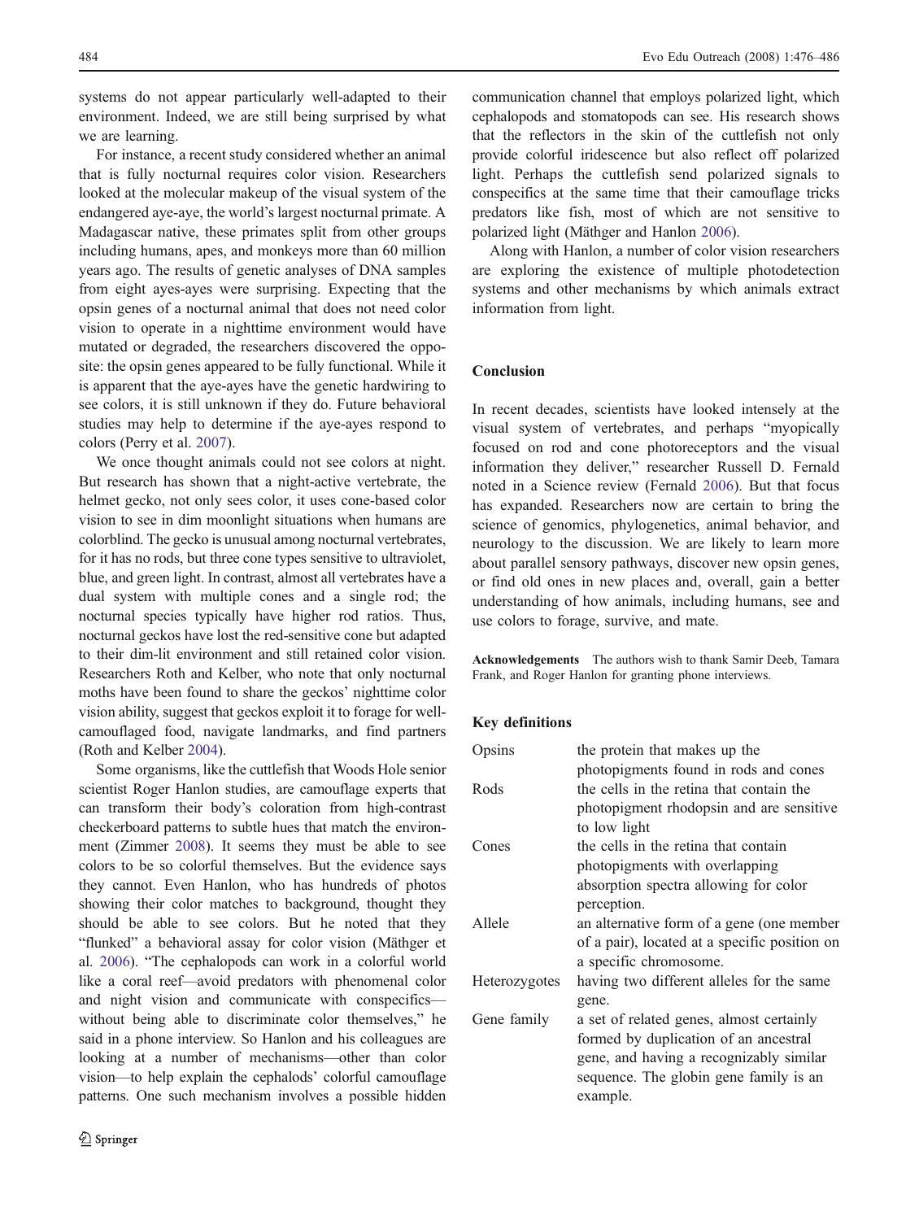systems do not appear particularly well-adapted to their environment. Indeed, we are still being surprised by what we are learning.

For instance, a recent study considered whether an animal that is fully nocturnal requires color vision. Researchers looked at the molecular makeup of the visual system of the endangered aye-aye, the world's largest nocturnal primate. A Madagascar native, these primates split from other groups including humans, apes, and monkeys more than 60 million years ago. The results of genetic analyses of DNA samples from eight ayes-ayes were surprising. Expecting that the opsin genes of a nocturnal animal that does not need color vision to operate in a nighttime environment would have mutated or degraded, the researchers discovered the opposite: the opsin genes appeared to be fully functional. While it is apparent that the aye-ayes have the genetic hardwiring to see colors, it is still unknown if they do. Future behavioral studies may help to determine if the aye-ayes respond to colors (Perry et al. 2007).

We once thought animals could not see colors at night. But research has shown that a night-active vertebrate, the helmet gecko, not only sees color, it uses cone-based color vision to see in dim moonlight situations when humans are colorblind. The gecko is unusual among nocturnal vertebrates, for it has no rods, but three cone types sensitive to ultraviolet, blue, and green light. In contrast, almost all vertebrates have a dual system with multiple cones and a single rod; the nocturnal species typically have higher rod ratios. Thus, nocturnal geckos have lost the red-sensitive cone but adapted to their dim-lit environment and still retained color vision. Researchers Roth and Kelber, who note that only nocturnal moths have been found to share the geckos' nighttime color vision ability, suggest that geckos exploit it to forage for well-camouflaged food, navigate landmarks, and find partners (Roth and Kelber 2004).

Some organisms, like the cuttlefish that Woods Hole senior scientist Roger Hanlon studies, are camouflage experts that can transform their body's coloration from high-contrast checkerboard patterns to subtle hues that match the environment (Zimmer 2008). It seems they must be able to see colors to be so colorful themselves. But the evidence says they cannot. Even Hanlon, who has hundreds of photos showing their color matches to background, thought they should be able to see colors. But he noted that they "flunked" a behavioral assay for color vision (Mäthger et al. 2006). "The cephalopods can work in a colorful world like a coral reef—avoid predators with phenomenal color and night vision and communicate with conspecifics—without being able to discriminate color themselves," he said in a phone interview. So Hanlon and his colleagues are looking at a number of mechanisms—other than color vision—to help explain the cephalods' colorful camouflage patterns. One such mechanism involves a possible hidden communication channel that employs polarized light, which cephalopods and stomatopods can see. His research shows that the reflectors in the skin of the cuttlefish not only provide colorful iridescence but also reflect off polarized light. Perhaps the cuttlefish send polarized signals to conspecifics at the same time that their camouflage tricks predators like fish, most of which are not sensitive to polarized light (Mäthger and Hanlon 2006).

Along with Hanlon, a number of color vision researchers are exploring the existence of multiple photodetection systems and other mechanisms by which animals extract information from light.

## Conclusion

In recent decades, scientists have looked intensely at the visual system of vertebrates, and perhaps "myopically focused on rod and cone photoreceptors and the visual information they deliver," researcher Russell D. Fernald noted in a Science review (Fernald 2006). But that focus has expanded. Researchers now are certain to bring the science of genomics, phylogenetics, animal behavior, and neurology to the discussion. We are likely to learn more about parallel sensory pathways, discover new opsin genes, or find old ones in new places and, overall, gain a better understanding of how animals, including humans, see and use colors to forage, survive, and mate.

**Acknowledgements** The authors wish to thank Samir Deeb, Tamara Frank, and Roger Hanlon for granting phone interviews.

### Key definitions

| | |
|---|---|
| Opsins | the protein that makes up the photopigments found in rods and cones |
| Rods | the cells in the retina that contain the photopigment rhodopsin and are sensitive to low light |
| Cones | the cells in the retina that contain photopigments with overlapping absorption spectra allowing for color perception. |
| Allele | an alternative form of a gene (one member of a pair), located at a specific position on a specific chromosome. |
| Heterozygotes | having two different alleles for the same gene. |
| Gene family | a set of related genes, almost certainly formed by duplication of an ancestral gene, and having a recognizably similar sequence. The globin gene family is an example. |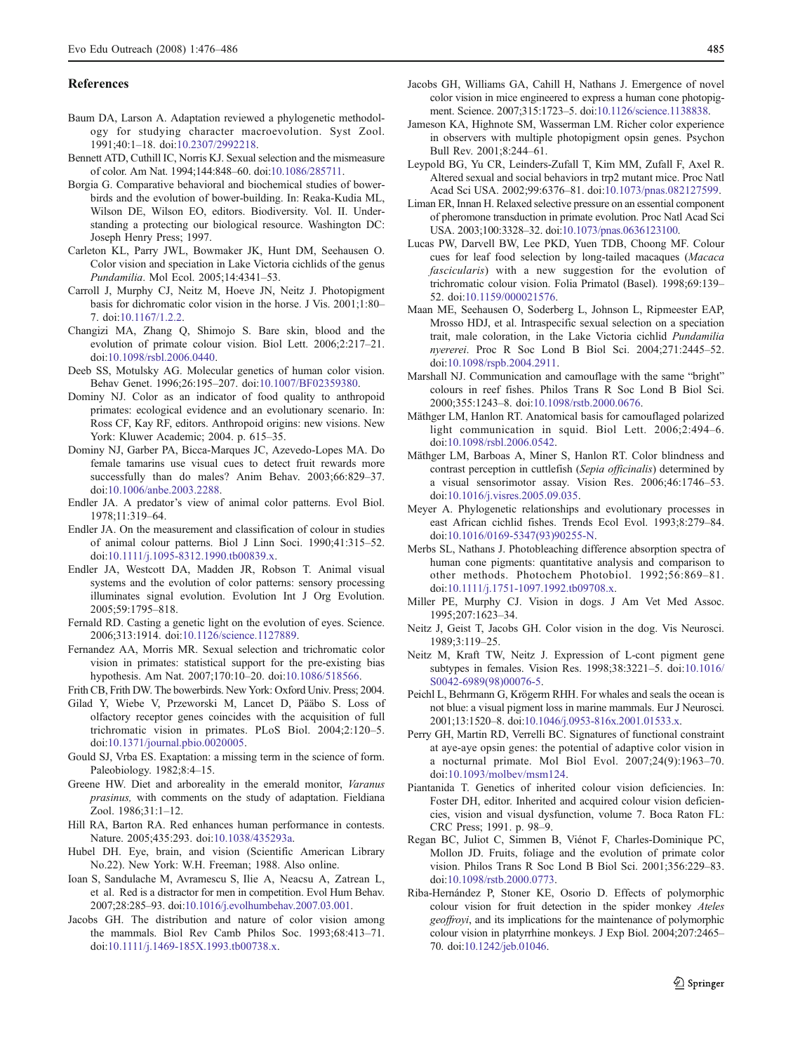## References

Baum DA, Larson A. Adaptation reviewed a phylogenetic methodology for studying character macroevolution. Syst Zool. 1991;40:1–18. doi:10.2307/2992218.

Bennett ATD, Cuthill IC, Norris KJ. Sexual selection and the mismeasure of color. Am Nat. 1994;144:848–60. doi:10.1086/285711.

Borgia G. Comparative behavioral and biochemical studies of bowerbirds and the evolution of bower-building. In: Reaka-Kudia ML, Wilson DE, Wilson EO, editors. Biodiversity. Vol. II. Understanding a protecting our biological resource. Washington DC: Joseph Henry Press; 1997.

Carleton KL, Parry JWL, Bowmaker JK, Hunt DM, Seehausen O. Color vision and speciation in Lake Victoria cichlids of the genus *Pundamilia*. Mol Ecol. 2005;14:4341–53.

Carroll J, Murphy CJ, Neitz M, Hoeve JN, Neitz J. Photopigment basis for dichromatic color vision in the horse. J Vis. 2001;1:80–7. doi:10.1167/1.2.2.

Changizi MA, Zhang Q, Shimojo S. Bare skin, blood and the evolution of primate colour vision. Biol Lett. 2006;2:217–21. doi:10.1098/rsbl.2006.0440.

Deeb SS, Motulsky AG. Molecular genetics of human color vision. Behav Genet. 1996;26:195–207. doi:10.1007/BF02359380.

Dominy NJ. Color as an indicator of food quality to anthropoid primates: ecological evidence and an evolutionary scenario. In: Ross CF, Kay RF, editors. Anthropoid origins: new visions. New York: Kluwer Academic; 2004. p. 615–35.

Dominy NJ, Garber PA, Bicca-Marques JC, Azevedo-Lopes MA. Do female tamarins use visual cues to detect fruit rewards more successfully than do males? Anim Behav. 2003;66:829–37. doi:10.1006/anbe.2003.2288.

Endler JA. A predator's view of animal color patterns. Evol Biol. 1978;11:319–64.

Endler JA. On the measurement and classification of colour in studies of animal colour patterns. Biol J Linn Soci. 1990;41:315–52. doi:10.1111/j.1095-8312.1990.tb00839.x.

Endler JA, Westcott DA, Madden JR, Robson T. Animal visual systems and the evolution of color patterns: sensory processing illuminates signal evolution. Evolution Int J Org Evolution. 2005;59:1795–818.

Fernald RD. Casting a genetic light on the evolution of eyes. Science. 2006;313:1914. doi:10.1126/science.1127889.

Fernandez AA, Morris MR. Sexual selection and trichromatic color vision in primates: statistical support for the pre-existing bias hypothesis. Am Nat. 2007;170:10–20. doi:10.1086/518566.

Frith CB, Frith DW. The bowerbirds. New York: Oxford Univ. Press; 2004.

Gilad Y, Wiebe V, Przeworski M, Lancet D, Pääbo S. Loss of olfactory receptor genes coincides with the acquisition of full trichromatic vision in primates. PLoS Biol. 2004;2:120–5. doi:10.1371/journal.pbio.0020005.

Gould SJ, Vrba ES. Exaptation: a missing term in the science of form. Paleobiology. 1982;8:4–15.

Greene HW. Diet and arboreality in the emerald monitor, *Varanus prasinus,* with comments on the study of adaptation. Fieldiana Zool. 1986;31:1–12.

Hill RA, Barton RA. Red enhances human performance in contests. Nature. 2005;435:293. doi:10.1038/435293a.

Hubel DH. Eye, brain, and vision (Scientific American Library No.22). New York: W.H. Freeman; 1988. Also online.

Ioan S, Sandulache M, Avramescu S, Ilie A, Neacsu A, Zatrean L, et al. Red is a distractor for men in competition. Evol Hum Behav. 2007;28:285–93. doi:10.1016/j.evolhumbehav.2007.03.001.

Jacobs GH. The distribution and nature of color vision among the mammals. Biol Rev Camb Philos Soc. 1993;68:413–71. doi:10.1111/j.1469-185X.1993.tb00738.x.

Jacobs GH, Williams GA, Cahill H, Nathans J. Emergence of novel color vision in mice engineered to express a human cone photopigment. Science. 2007;315:1723–5. doi:10.1126/science.1138838.

Jameson KA, Highnote SM, Wasserman LM. Richer color experience in observers with multiple photopigment opsin genes. Psychon Bull Rev. 2001;8:244–61.

Leypold BG, Yu CR, Leinders-Zufall T, Kim MM, Zufall F, Axel R. Altered sexual and social behaviors in trp2 mutant mice. Proc Natl Acad Sci USA. 2002;99:6376–81. doi:10.1073/pnas.082127599.

Liman ER, Innan H. Relaxed selective pressure on an essential component of pheromone transduction in primate evolution. Proc Natl Acad Sci USA. 2003;100:3328–32. doi:10.1073/pnas.0636123100.

Lucas PW, Darvell BW, Lee PKD, Yuen TDB, Choong MF. Colour cues for leaf food selection by long-tailed macaques (*Macaca fascicularis*) with a new suggestion for the evolution of trichromatic colour vision. Folia Primatol (Basel). 1998;69:139–52. doi:10.1159/000021576.

Maan ME, Seehausen O, Soderberg L, Johnson L, Ripmeester EAP, Mrosso HDJ, et al. Intraspecific sexual selection on a speciation trait, male coloration, in the Lake Victoria cichlid *Pundamilia nyererei*. Proc R Soc Lond B Biol Sci. 2004;271:2445–52. doi:10.1098/rspb.2004.2911.

Marshall NJ. Communication and camouflage with the same "bright" colours in reef fishes. Philos Trans R Soc Lond B Biol Sci. 2000;355:1243–8. doi:10.1098/rstb.2000.0676.

Mäthger LM, Hanlon RT. Anatomical basis for camouflaged polarized light communication in squid. Biol Lett. 2006;2:494–6. doi:10.1098/rsbl.2006.0542.

Mäthger LM, Barboas A, Miner S, Hanlon RT. Color blindness and contrast perception in cuttlefish (*Sepia officinalis*) determined by a visual sensorimotor assay. Vision Res. 2006;46:1746–53. doi:10.1016/j.visres.2005.09.035.

Meyer A. Phylogenetic relationships and evolutionary processes in east African cichlid fishes. Trends Ecol Evol. 1993;8:279–84. doi:10.1016/0169-5347(93)90255-N.

Merbs SL, Nathans J. Photobleaching difference absorption spectra of human cone pigments: quantitative analysis and comparison to other methods. Photochem Photobiol. 1992;56:869–81. doi:10.1111/j.1751-1097.1992.tb09708.x.

Miller PE, Murphy CJ. Vision in dogs. J Am Vet Med Assoc. 1995;207:1623–34.

Neitz J, Geist T, Jacobs GH. Color vision in the dog. Vis Neurosci. 1989;3:119–25.

Neitz M, Kraft TW, Neitz J. Expression of L-cont pigment gene subtypes in females. Vision Res. 1998;38:3221–5. doi:10.1016/S0042-6989(98)00076-5.

Peichl L, Behrmann G, Krögerm RHH. For whales and seals the ocean is not blue: a visual pigment loss in marine mammals. Eur J Neurosci. 2001;13:1520–8. doi:10.1046/j.0953-816x.2001.01533.x.

Perry GH, Martin RD, Verrelli BC. Signatures of functional constraint at aye-aye opsin genes: the potential of adaptive color vision in a nocturnal primate. Mol Biol Evol. 2007;24(9):1963–70. doi:10.1093/molbev/msm124.

Piantanida T. Genetics of inherited colour vision deficiencies. In: Foster DH, editor. Inherited and acquired colour vision deficiencies, vision and visual dysfunction, volume 7. Boca Raton FL: CRC Press; 1991. p. 98–9.

Regan BC, Juliot C, Simmen B, Viénot F, Charles-Dominique PC, Mollon JD. Fruits, foliage and the evolution of primate color vision. Philos Trans R Soc Lond B Biol Sci. 2001;356:229–83. doi:10.1098/rstb.2000.0773.

Riba-Hernández P, Stoner KE, Osorio D. Effects of polymorphic colour vision for fruit detection in the spider monkey *Ateles geoffroyi*, and its implications for the maintenance of polymorphic colour vision in platyrrhine monkeys. J Exp Biol. 2004;207:2465–70. doi:10.1242/jeb.01046.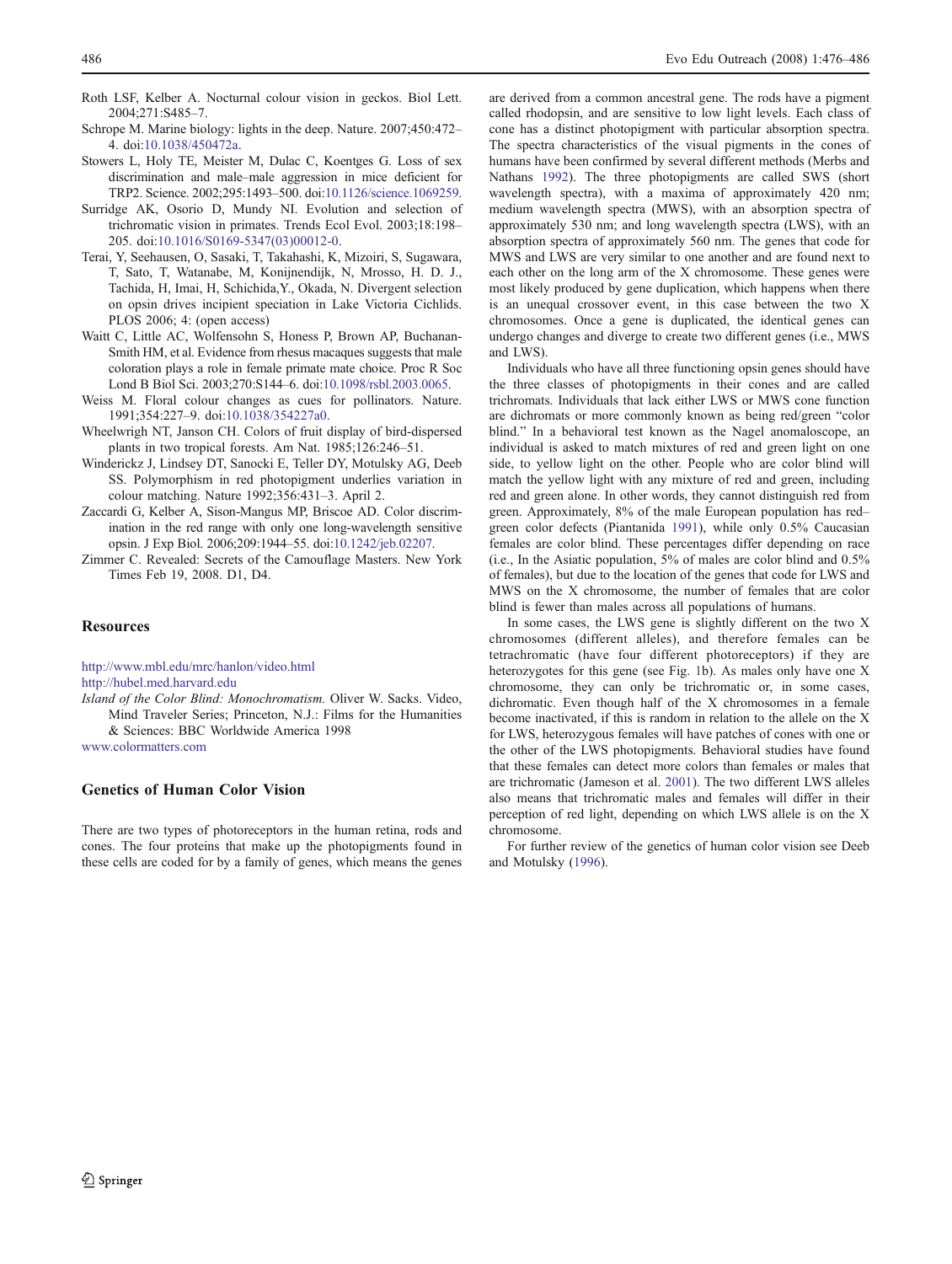Roth LSF, Kelber A. Nocturnal colour vision in geckos. Biol Lett. 2004;271:S485–7.

Schrope M. Marine biology: lights in the deep. Nature. 2007;450:472–4. doi:10.1038/450472a.

Stowers L, Holy TE, Meister M, Dulac C, Koentges G. Loss of sex discrimination and male–male aggression in mice deficient for TRP2. Science. 2002;295:1493–500. doi:10.1126/science.1069259.

Surridge AK, Osorio D, Mundy NI. Evolution and selection of trichromatic vision in primates. Trends Ecol Evol. 2003;18:198–205. doi:10.1016/S0169-5347(03)00012-0.

Terai, Y, Seehausen, O, Sasaki, T, Takahashi, K, Mizoiri, S, Sugawara, T, Sato, T, Watanabe, M, Konijnendijk, N, Mrosso, H. D. J., Tachida, H, Imai, H, Schichida,Y., Okada, N. Divergent selection on opsin drives incipient speciation in Lake Victoria Cichlids. PLOS 2006; 4: (open access)

Waitt C, Little AC, Wolfensohn S, Honess P, Brown AP, Buchanan-Smith HM, et al. Evidence from rhesus macaques suggests that male coloration plays a role in female primate mate choice. Proc R Soc Lond B Biol Sci. 2003;270:S144–6. doi:10.1098/rsbl.2003.0065.

Weiss M. Floral colour changes as cues for pollinators. Nature. 1991;354:227–9. doi:10.1038/354227a0.

Wheelwrigh NT, Janson CH. Colors of fruit display of bird-dispersed plants in two tropical forests. Am Nat. 1985;126:246–51.

Winderickz J, Lindsey DT, Sanocki E, Teller DY, Motulsky AG, Deeb SS. Polymorphism in red photopigment underlies variation in colour matching. Nature 1992;356:431–3. April 2.

Zaccardi G, Kelber A, Sison-Mangus MP, Briscoe AD. Color discrimination in the red range with only one long-wavelength sensitive opsin. J Exp Biol. 2006;209:1944–55. doi:10.1242/jeb.02207.

Zimmer C. Revealed: Secrets of the Camouflage Masters. New York Times Feb 19, 2008. D1, D4.

## Resources

http://www.mbl.edu/mrc/hanlon/video.html

http://hubel.med.harvard.edu

*Island of the Color Blind: Monochromatism.* Oliver W. Sacks. Video, Mind Traveler Series; Princeton, N.J.: Films for the Humanities & Sciences: BBC Worldwide America 1998

www.colormatters.com

## Genetics of Human Color Vision

There are two types of photoreceptors in the human retina, rods and cones. The four proteins that make up the photopigments found in these cells are coded for by a family of genes, which means the genes are derived from a common ancestral gene. The rods have a pigment called rhodopsin, and are sensitive to low light levels. Each class of cone has a distinct photopigment with particular absorption spectra. The spectra characteristics of the visual pigments in the cones of humans have been confirmed by several different methods (Merbs and Nathans 1992). The three photopigments are called SWS (short wavelength spectra), with a maxima of approximately 420 nm; medium wavelength spectra (MWS), with an absorption spectra of approximately 530 nm; and long wavelength spectra (LWS), with an absorption spectra of approximately 560 nm. The genes that code for MWS and LWS are very similar to one another and are found next to each other on the long arm of the X chromosome. These genes were most likely produced by gene duplication, which happens when there is an unequal crossover event, in this case between the two X chromosomes. Once a gene is duplicated, the identical genes can undergo changes and diverge to create two different genes (i.e., MWS and LWS).

Individuals who have all three functioning opsin genes should have the three classes of photopigments in their cones and are called trichromats. Individuals that lack either LWS or MWS cone function are dichromats or more commonly known as being red/green "color blind." In a behavioral test known as the Nagel anomaloscope, an individual is asked to match mixtures of red and green light on one side, to yellow light on the other. People who are color blind will match the yellow light with any mixture of red and green, including red and green alone. In other words, they cannot distinguish red from green. Approximately, 8% of the male European population has red–green color defects (Piantanida 1991), while only 0.5% Caucasian females are color blind. These percentages differ depending on race (i.e., In the Asiatic population, 5% of males are color blind and 0.5% of females), but due to the location of the genes that code for LWS and MWS on the X chromosome, the number of females that are color blind is fewer than males across all populations of humans.

In some cases, the LWS gene is slightly different on the two X chromosomes (different alleles), and therefore females can be tetrachromatic (have four different photoreceptors) if they are heterozygotes for this gene (see Fig. 1b). As males only have one X chromosome, they can only be trichromatic or, in some cases, dichromatic. Even though half of the X chromosomes in a female become inactivated, if this is random in relation to the allele on the X for LWS, heterozygous females will have patches of cones with one or the other of the LWS photopigments. Behavioral studies have found that these females can detect more colors than females or males that are trichromatic (Jameson et al. 2001). The two different LWS alleles also means that trichromatic males and females will differ in their perception of red light, depending on which LWS allele is on the X chromosome.

For further review of the genetics of human color vision see Deeb and Motulsky (1996).